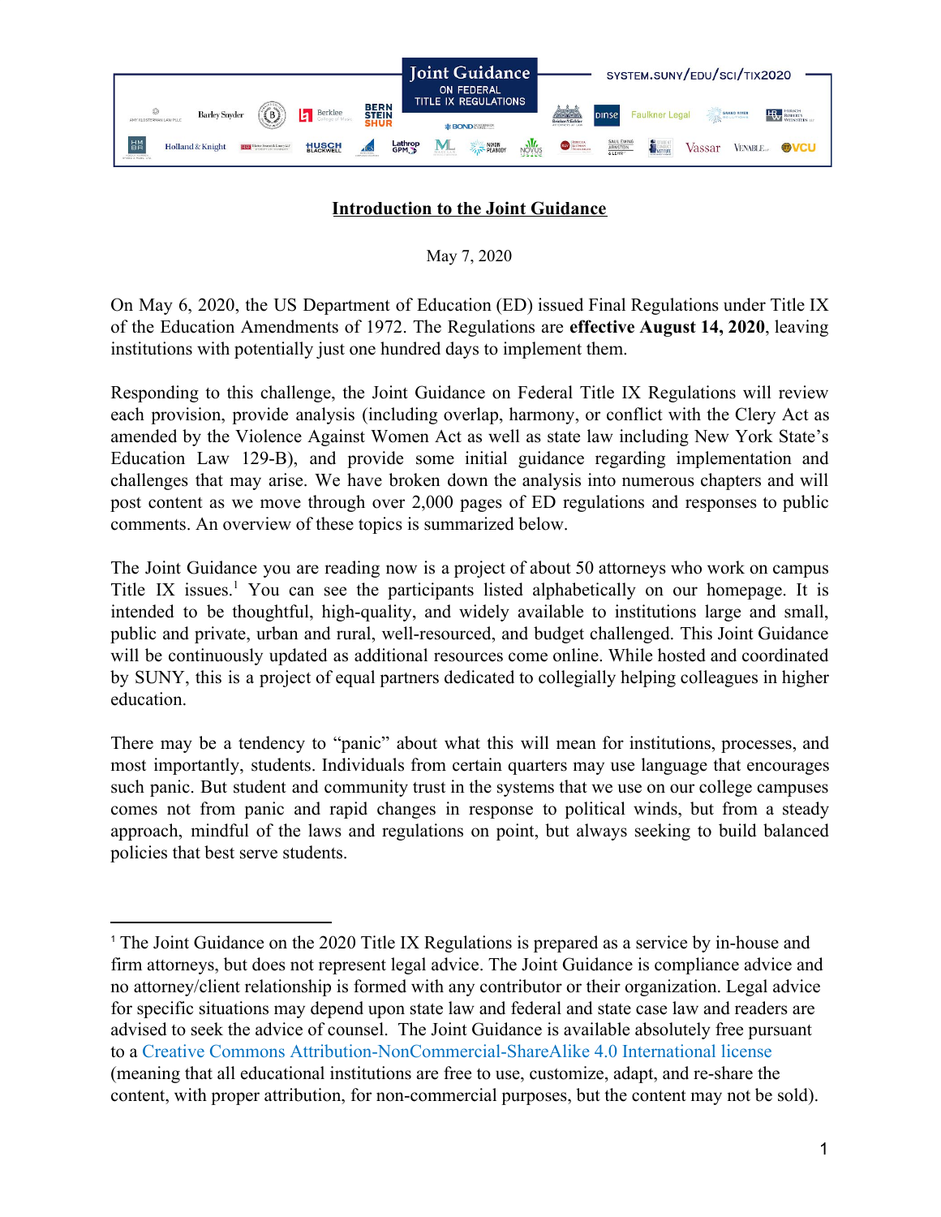Joint Guidance ON FEDERAL TITLE IX REGULATIONS

SYSTEM.SUNY/EDU/SCI/TIX2020

## Introduction to the Joint Guidance

May 7, 2020

On May 6, 2020, the US Department of Education (ED) issued Final Regulations under Title IX of the Education Amendments of 1972. The Regulations are **effective August 14, 2020**, leaving institutions with potentially just one hundred days to implement them.

Responding to this challenge, the Joint Guidance on Federal Title IX Regulations will review each provision, provide analysis (including overlap, harmony, or conflict with the Clery Act as amended by the Violence Against Women Act as well as state law including New York State's Education Law 129-B), and provide some initial guidance regarding implementation and challenges that may arise. We have broken down the analysis into numerous chapters and will post content as we move through over 2,000 pages of ED regulations and responses to public comments. An overview of these topics is summarized below.

The Joint Guidance you are reading now is a project of about 50 attorneys who work on campus Title IX issues.[1] You can see the participants listed alphabetically on our homepage. It is intended to be thoughtful, high-quality, and widely available to institutions large and small, public and private, urban and rural, well-resourced, and budget challenged. This Joint Guidance will be continuously updated as additional resources come online. While hosted and coordinated by SUNY, this is a project of equal partners dedicated to collegially helping colleagues in higher education.

There may be a tendency to "panic" about what this will mean for institutions, processes, and most importantly, students. Individuals from certain quarters may use language that encourages such panic. But student and community trust in the systems that we use on our college campuses comes not from panic and rapid changes in response to political winds, but from a steady approach, mindful of the laws and regulations on point, but always seeking to build balanced policies that best serve students.

---

[1] The Joint Guidance on the 2020 Title IX Regulations is prepared as a service by in-house and firm attorneys, but does not represent legal advice. The Joint Guidance is compliance advice and no attorney/client relationship is formed with any contributor or their organization. Legal advice for specific situations may depend upon state law and federal and state case law and readers are advised to seek the advice of counsel. The Joint Guidance is available absolutely free pursuant to a Creative Commons Attribution-NonCommercial-ShareAlike 4.0 International license (meaning that all educational institutions are free to use, customize, adapt, and re-share the content, with proper attribution, for non-commercial purposes, but the content may not be sold).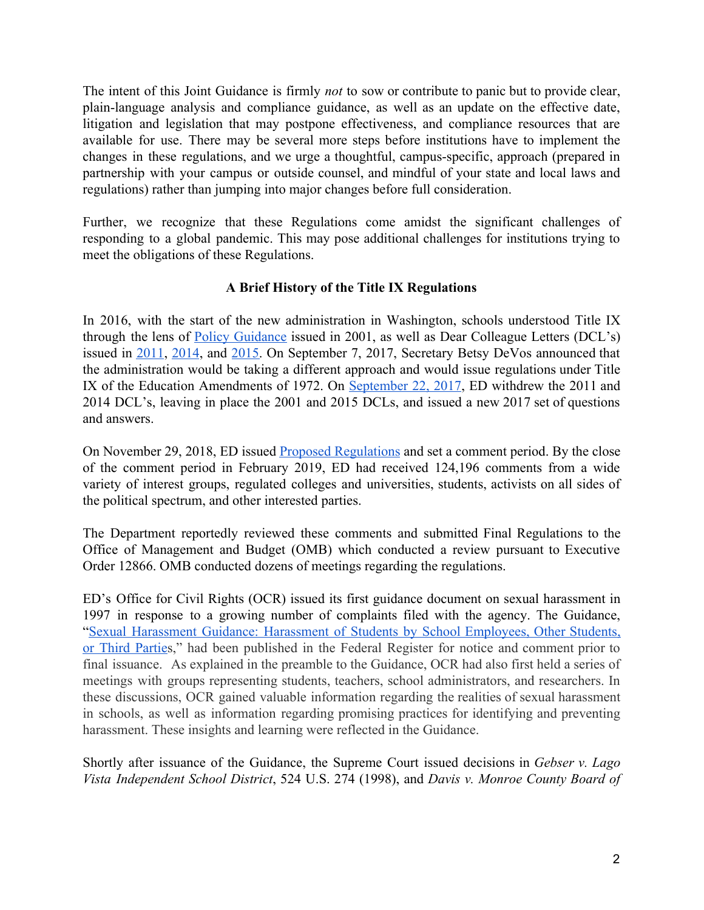The intent of this Joint Guidance is firmly *not* to sow or contribute to panic but to provide clear, plain-language analysis and compliance guidance, as well as an update on the effective date, litigation and legislation that may postpone effectiveness, and compliance resources that are available for use. There may be several more steps before institutions have to implement the changes in these regulations, and we urge a thoughtful, campus-specific, approach (prepared in partnership with your campus or outside counsel, and mindful of your state and local laws and regulations) rather than jumping into major changes before full consideration.

Further, we recognize that these Regulations come amidst the significant challenges of responding to a global pandemic. This may pose additional challenges for institutions trying to meet the obligations of these Regulations.

## A Brief History of the Title IX Regulations

In 2016, with the start of the new administration in Washington, schools understood Title IX through the lens of Policy Guidance issued in 2001, as well as Dear Colleague Letters (DCL's) issued in 2011, 2014, and 2015. On September 7, 2017, Secretary Betsy DeVos announced that the administration would be taking a different approach and would issue regulations under Title IX of the Education Amendments of 1972. On September 22, 2017, ED withdrew the 2011 and 2014 DCL's, leaving in place the 2001 and 2015 DCLs, and issued a new 2017 set of questions and answers.

On November 29, 2018, ED issued Proposed Regulations and set a comment period. By the close of the comment period in February 2019, ED had received 124,196 comments from a wide variety of interest groups, regulated colleges and universities, students, activists on all sides of the political spectrum, and other interested parties.

The Department reportedly reviewed these comments and submitted Final Regulations to the Office of Management and Budget (OMB) which conducted a review pursuant to Executive Order 12866. OMB conducted dozens of meetings regarding the regulations.

ED's Office for Civil Rights (OCR) issued its first guidance document on sexual harassment in 1997 in response to a growing number of complaints filed with the agency. The Guidance, "Sexual Harassment Guidance: Harassment of Students by School Employees, Other Students, or Third Parties," had been published in the Federal Register for notice and comment prior to final issuance. As explained in the preamble to the Guidance, OCR had also first held a series of meetings with groups representing students, teachers, school administrators, and researchers. In these discussions, OCR gained valuable information regarding the realities of sexual harassment in schools, as well as information regarding promising practices for identifying and preventing harassment. These insights and learning were reflected in the Guidance.

Shortly after issuance of the Guidance, the Supreme Court issued decisions in *Gebser v. Lago Vista Independent School District*, 524 U.S. 274 (1998), and *Davis v. Monroe County Board of*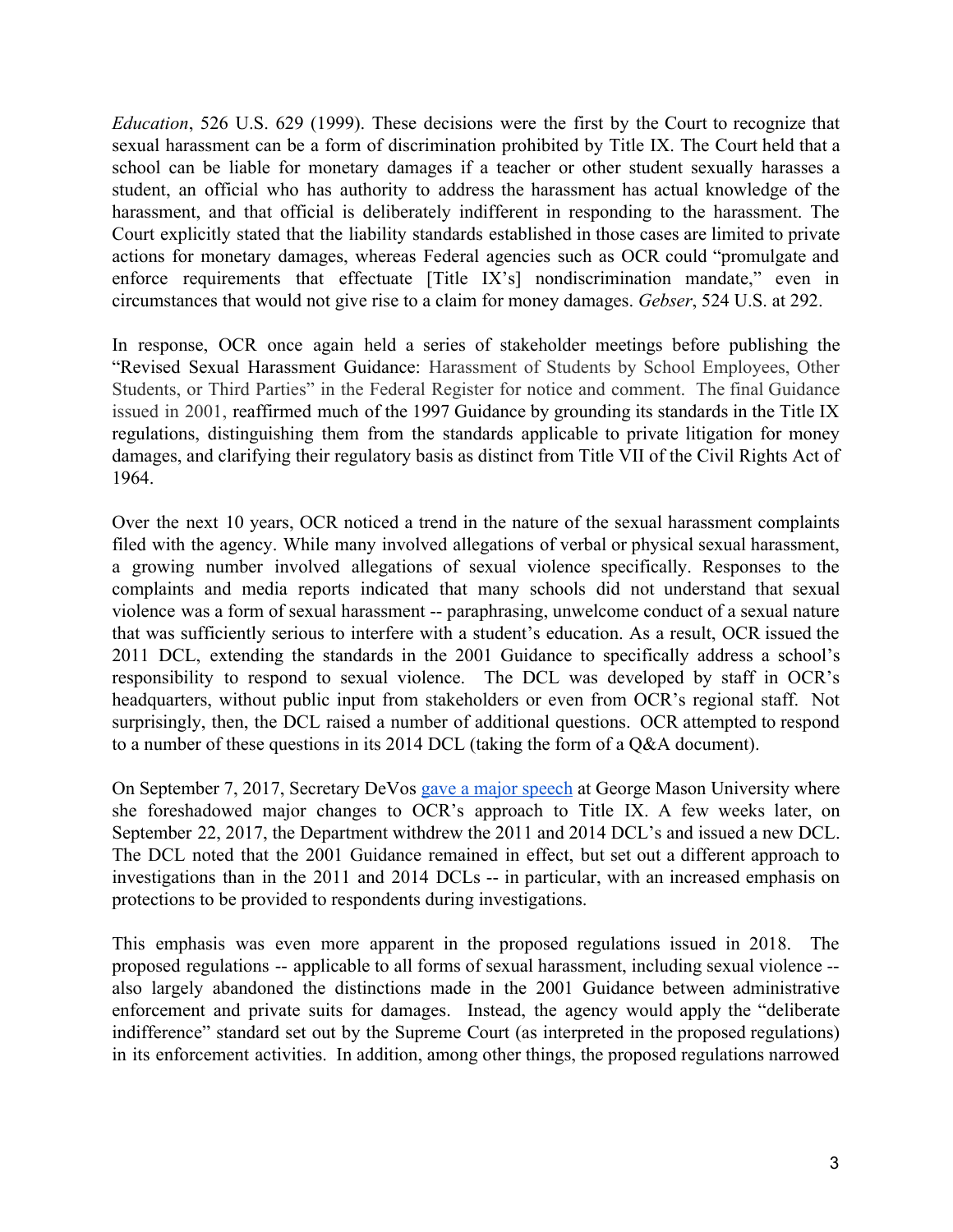*Education*, 526 U.S. 629 (1999). These decisions were the first by the Court to recognize that sexual harassment can be a form of discrimination prohibited by Title IX. The Court held that a school can be liable for monetary damages if a teacher or other student sexually harasses a student, an official who has authority to address the harassment has actual knowledge of the harassment, and that official is deliberately indifferent in responding to the harassment. The Court explicitly stated that the liability standards established in those cases are limited to private actions for monetary damages, whereas Federal agencies such as OCR could "promulgate and enforce requirements that effectuate [Title IX's] nondiscrimination mandate," even in circumstances that would not give rise to a claim for money damages. *Gebser*, 524 U.S. at 292.

In response, OCR once again held a series of stakeholder meetings before publishing the "Revised Sexual Harassment Guidance: Harassment of Students by School Employees, Other Students, or Third Parties" in the Federal Register for notice and comment. The final Guidance issued in 2001, reaffirmed much of the 1997 Guidance by grounding its standards in the Title IX regulations, distinguishing them from the standards applicable to private litigation for money damages, and clarifying their regulatory basis as distinct from Title VII of the Civil Rights Act of 1964.

Over the next 10 years, OCR noticed a trend in the nature of the sexual harassment complaints filed with the agency. While many involved allegations of verbal or physical sexual harassment, a growing number involved allegations of sexual violence specifically. Responses to the complaints and media reports indicated that many schools did not understand that sexual violence was a form of sexual harassment -- paraphrasing, unwelcome conduct of a sexual nature that was sufficiently serious to interfere with a student's education. As a result, OCR issued the 2011 DCL, extending the standards in the 2001 Guidance to specifically address a school's responsibility to respond to sexual violence. The DCL was developed by staff in OCR's headquarters, without public input from stakeholders or even from OCR's regional staff. Not surprisingly, then, the DCL raised a number of additional questions. OCR attempted to respond to a number of these questions in its 2014 DCL (taking the form of a Q&A document).

On September 7, 2017, Secretary DeVos gave a major speech at George Mason University where she foreshadowed major changes to OCR's approach to Title IX. A few weeks later, on September 22, 2017, the Department withdrew the 2011 and 2014 DCL's and issued a new DCL. The DCL noted that the 2001 Guidance remained in effect, but set out a different approach to investigations than in the 2011 and 2014 DCLs -- in particular, with an increased emphasis on protections to be provided to respondents during investigations.

This emphasis was even more apparent in the proposed regulations issued in 2018. The proposed regulations -- applicable to all forms of sexual harassment, including sexual violence -- also largely abandoned the distinctions made in the 2001 Guidance between administrative enforcement and private suits for damages. Instead, the agency would apply the "deliberate indifference" standard set out by the Supreme Court (as interpreted in the proposed regulations) in its enforcement activities. In addition, among other things, the proposed regulations narrowed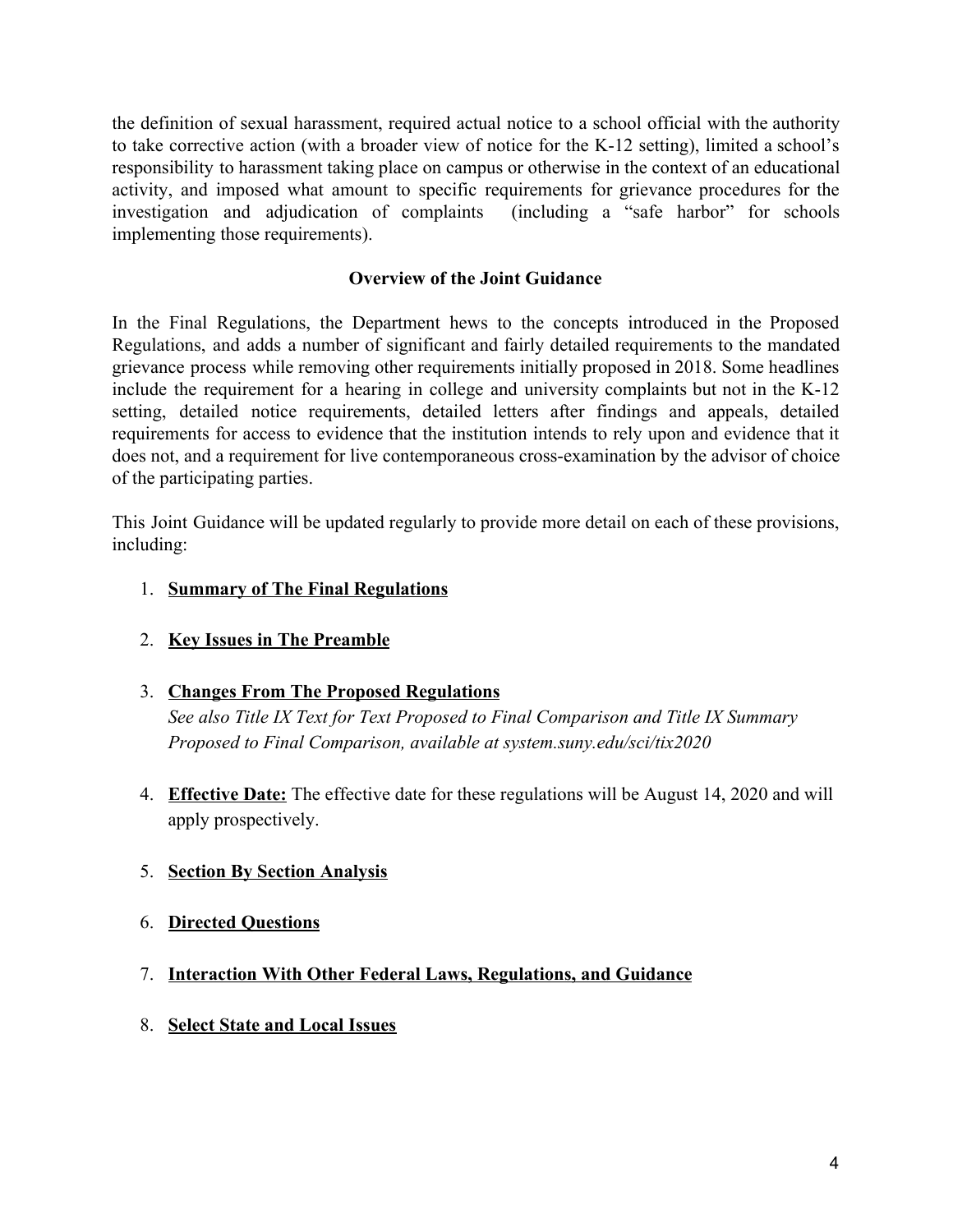the definition of sexual harassment, required actual notice to a school official with the authority to take corrective action (with a broader view of notice for the K-12 setting), limited a school's responsibility to harassment taking place on campus or otherwise in the context of an educational activity, and imposed what amount to specific requirements for grievance procedures for the investigation and adjudication of complaints (including a "safe harbor" for schools implementing those requirements).

## Overview of the Joint Guidance

In the Final Regulations, the Department hews to the concepts introduced in the Proposed Regulations, and adds a number of significant and fairly detailed requirements to the mandated grievance process while removing other requirements initially proposed in 2018. Some headlines include the requirement for a hearing in college and university complaints but not in the K-12 setting, detailed notice requirements, detailed letters after findings and appeals, detailed requirements for access to evidence that the institution intends to rely upon and evidence that it does not, and a requirement for live contemporaneous cross-examination by the advisor of choice of the participating parties.

This Joint Guidance will be updated regularly to provide more detail on each of these provisions, including:

1. **Summary of The Final Regulations**

2. **Key Issues in The Preamble**

3. **Changes From The Proposed Regulations**
   *See also Title IX Text for Text Proposed to Final Comparison and Title IX Summary Proposed to Final Comparison, available at system.suny.edu/sci/tix2020*

4. **Effective Date:** The effective date for these regulations will be August 14, 2020 and will apply prospectively.

5. **Section By Section Analysis**

6. **Directed Questions**

7. **Interaction With Other Federal Laws, Regulations, and Guidance**

8. **Select State and Local Issues**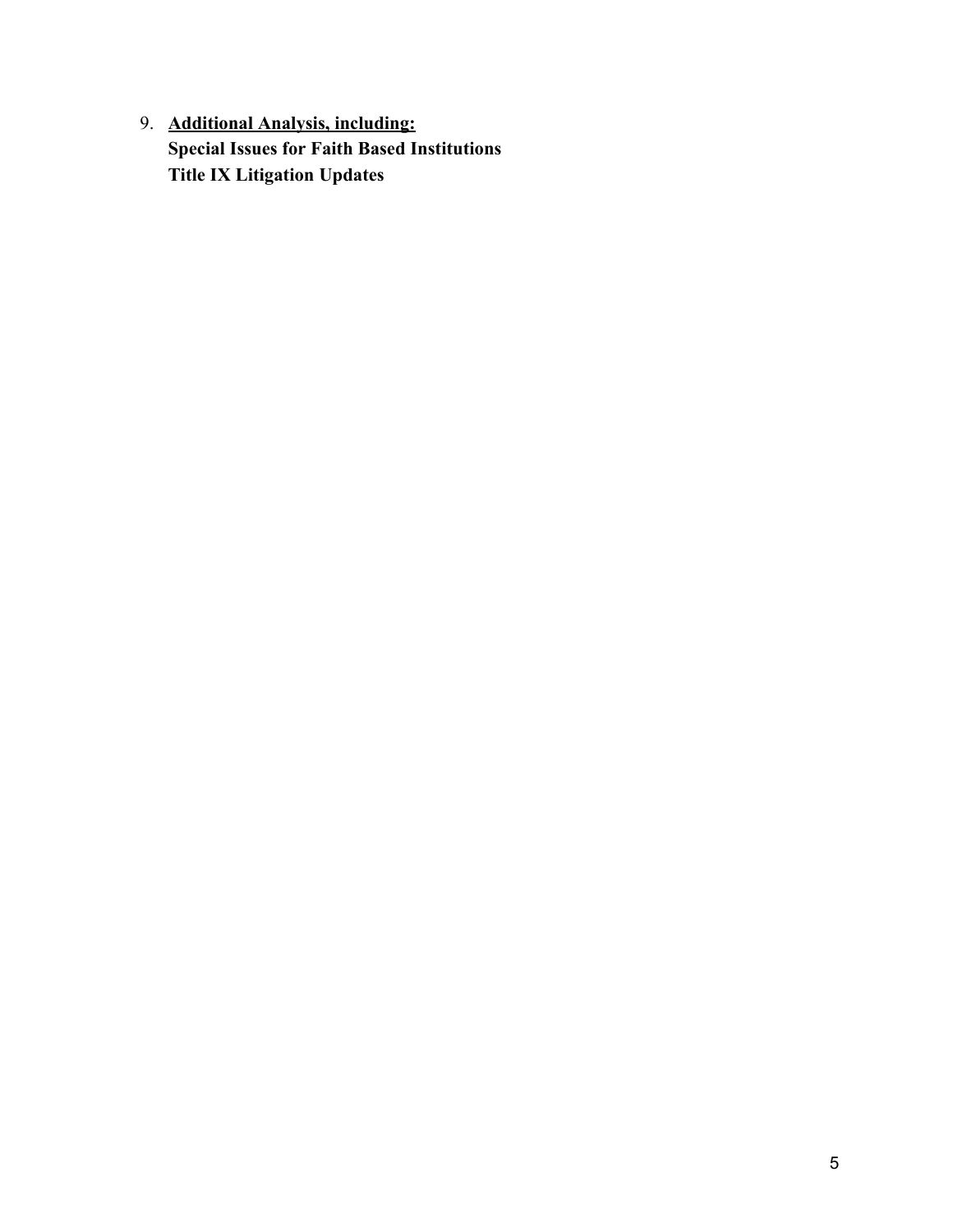9. **<u>Additional Analysis, including:</u>**
   **Special Issues for Faith Based Institutions**
   **Title IX Litigation Updates**